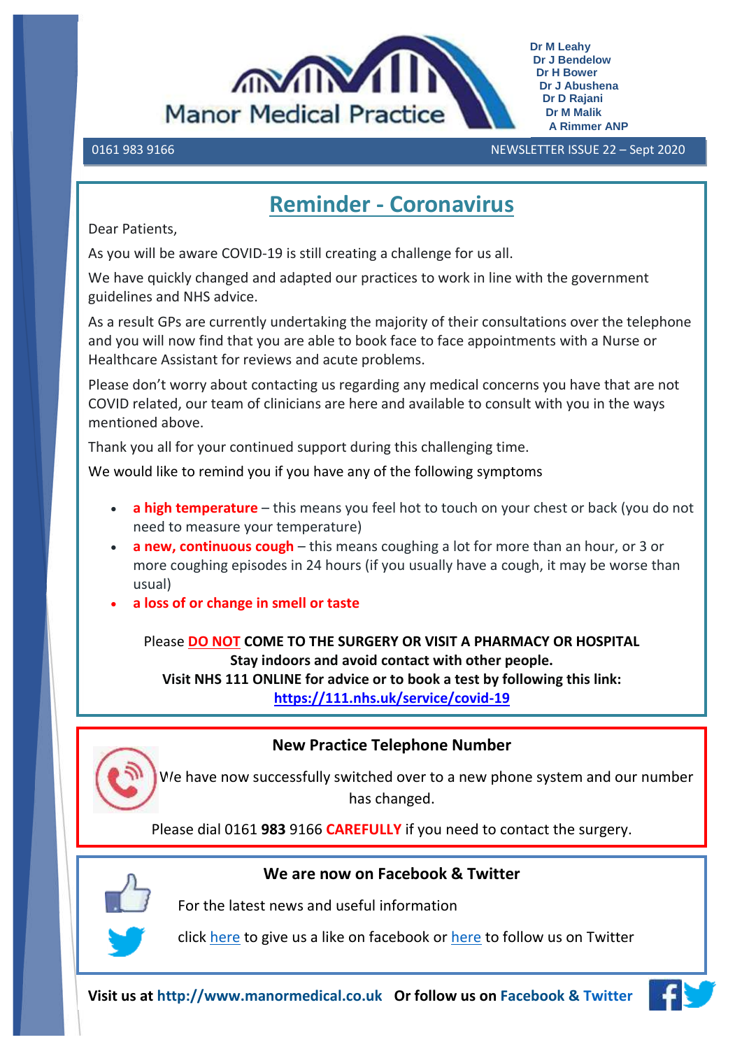Manor Medical Practice

Dr M Leahy
Dr J Bendelow
Dr H Bower
Dr J Abushena
Dr D Rajani
Dr M Malik
A Rimmer ANP

0161 983 9166 NEWSLETTER ISSUE 22 – Sept 2020

## Reminder - Coronavirus

Dear Patients,

As you will be aware COVID-19 is still creating a challenge for us all.

We have quickly changed and adapted our practices to work in line with the government guidelines and NHS advice.

As a result GPs are currently undertaking the majority of their consultations over the telephone and you will now find that you are able to book face to face appointments with a Nurse or Healthcare Assistant for reviews and acute problems.

Please don't worry about contacting us regarding any medical concerns you have that are not COVID related, our team of clinicians are here and available to consult with you in the ways mentioned above.

Thank you all for your continued support during this challenging time.

We would like to remind you if you have any of the following symptoms

- **a high temperature** – this means you feel hot to touch on your chest or back (you do not need to measure your temperature)
- **a new, continuous cough** – this means coughing a lot for more than an hour, or 3 or more coughing episodes in 24 hours (if you usually have a cough, it may be worse than usual)
- **a loss of or change in smell or taste**

Please **DO NOT COME TO THE SURGERY OR VISIT A PHARMACY OR HOSPITAL**
**Stay indoors and avoid contact with other people.**
**Visit NHS 111 ONLINE for advice or to book a test by following this link:**
**https://111.nhs.uk/service/covid-19**

### New Practice Telephone Number

We have now successfully switched over to a new phone system and our number has changed.

Please dial 0161 **983** 9166 **CAREFULLY** if you need to contact the surgery.

### We are now on Facebook & Twitter

For the latest news and useful information

click here to give us a like on facebook or here to follow us on Twitter

**Visit us at http://www.manormedical.co.uk Or follow us on Facebook & Twitter**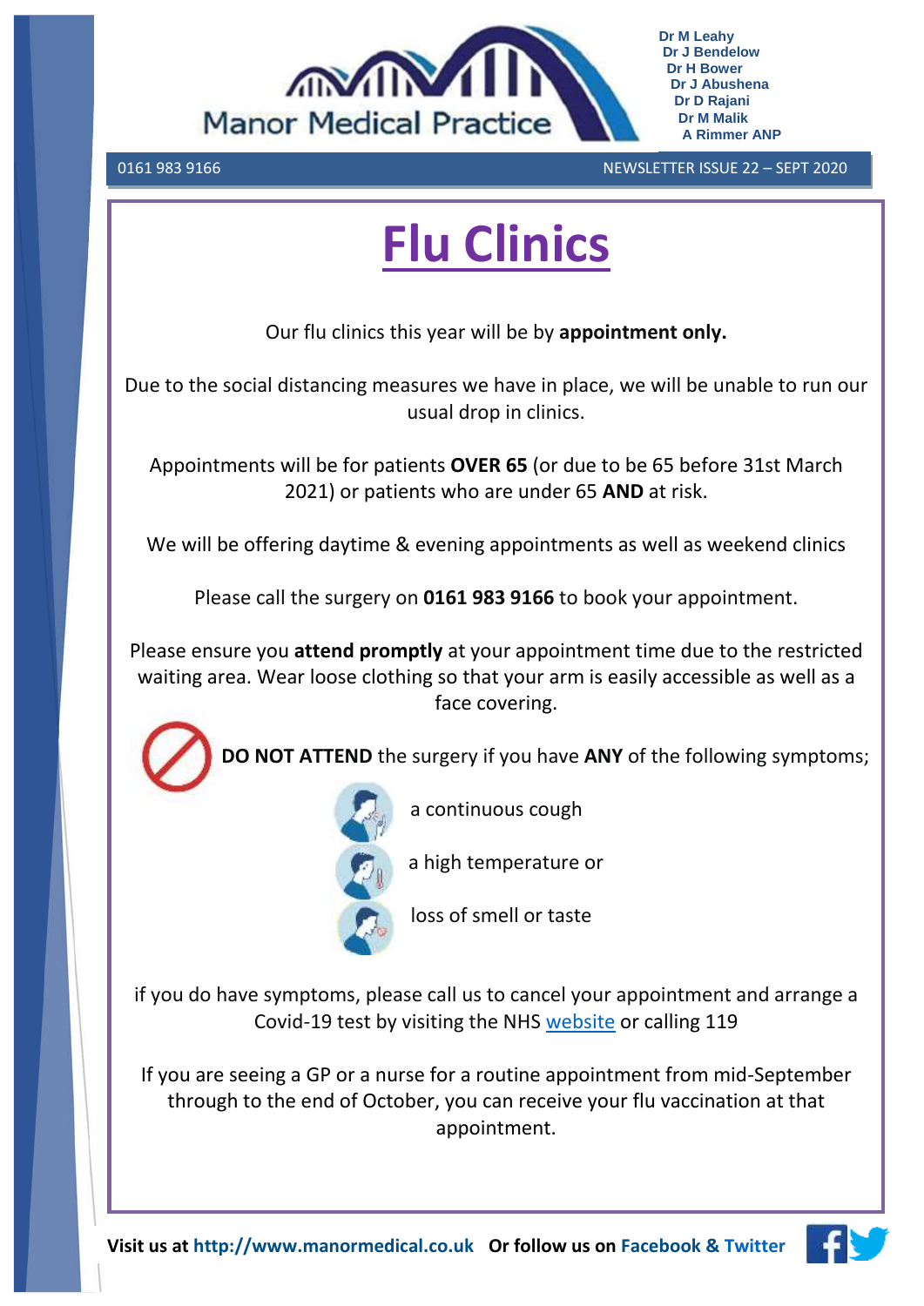Manor Medical Practice

Dr M Leahy
Dr J Bendelow
Dr H Bower
Dr J Abushena
Dr D Rajani
Dr M Malik
A Rimmer ANP

0161 983 9166 NEWSLETTER ISSUE 22 – SEPT 2020

# Flu Clinics

Our flu clinics this year will be by **appointment only.**

Due to the social distancing measures we have in place, we will be unable to run our usual drop in clinics.

Appointments will be for patients **OVER 65** (or due to be 65 before 31st March 2021) or patients who are under 65 **AND** at risk.

We will be offering daytime & evening appointments as well as weekend clinics

Please call the surgery on **0161 983 9166** to book your appointment.

Please ensure you **attend promptly** at your appointment time due to the restricted waiting area. Wear loose clothing so that your arm is easily accessible as well as a face covering.

**DO NOT ATTEND** the surgery if you have **ANY** of the following symptoms;

- a continuous cough
- a high temperature or
- loss of smell or taste

if you do have symptoms, please call us to cancel your appointment and arrange a Covid-19 test by visiting the NHS website or calling 119

If you are seeing a GP or a nurse for a routine appointment from mid-September through to the end of October, you can receive your flu vaccination at that appointment.

**Visit us at http://www.manormedical.co.uk Or follow us on Facebook & Twitter**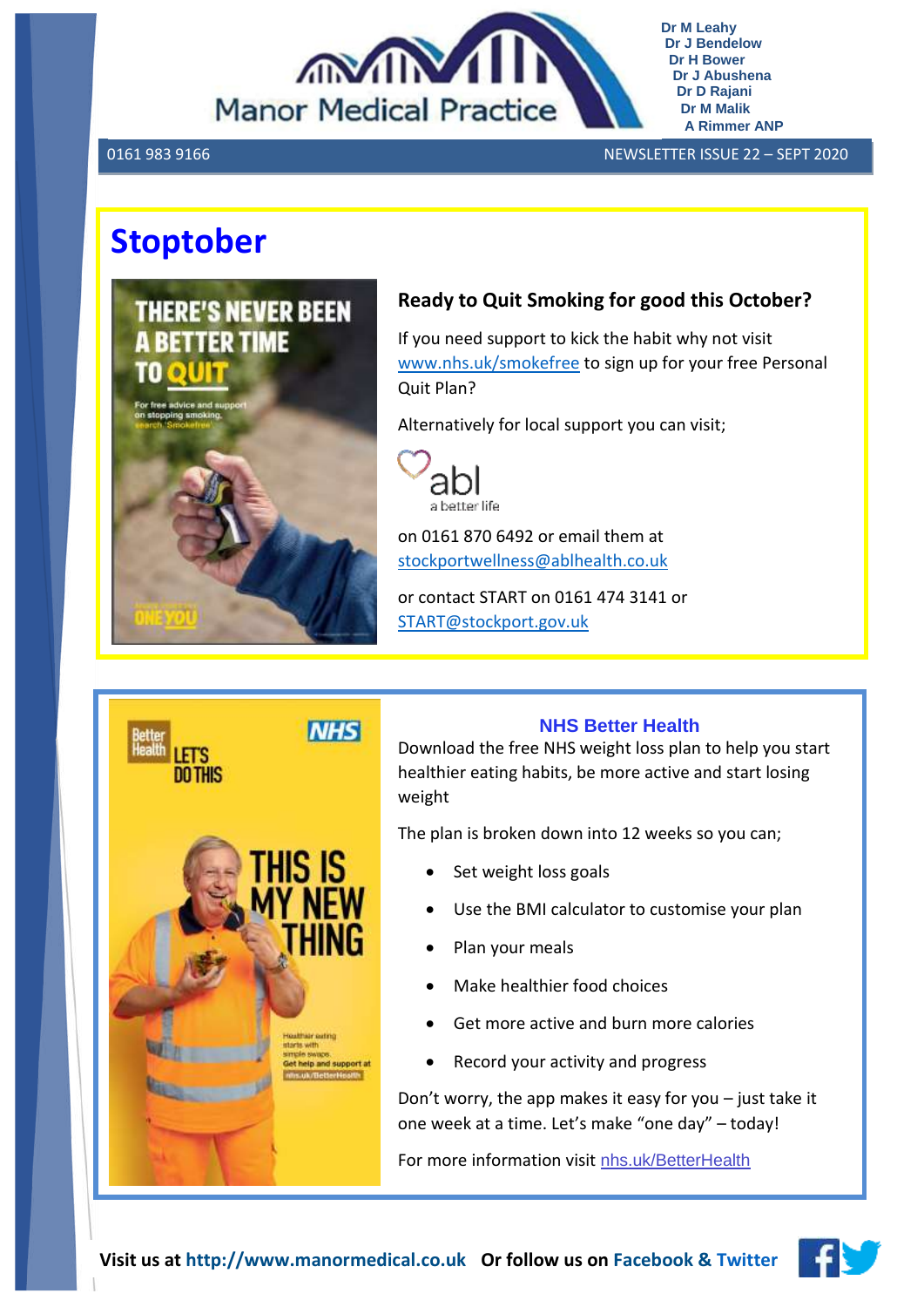Manor Medical Practice

Dr M Leahy
Dr J Bendelow
Dr H Bower
Dr J Abushena
Dr D Rajani
Dr M Malik
A Rimmer ANP

0161 983 9166 NEWSLETTER ISSUE 22 – SEPT 2020

# Stoptober

### Ready to Quit Smoking for good this October?

If you need support to kick the habit why not visit www.nhs.uk/smokefree to sign up for your free Personal Quit Plan?

Alternatively for local support you can visit;

abl
a better life

on 0161 870 6492 or email them at stockportwellness@ablhealth.co.uk

or contact START on 0161 474 3141 or START@stockport.gov.uk

### NHS Better Health

Download the free NHS weight loss plan to help you start healthier eating habits, be more active and start losing weight

The plan is broken down into 12 weeks so you can;

- Set weight loss goals
- Use the BMI calculator to customise your plan
- Plan your meals
- Make healthier food choices
- Get more active and burn more calories
- Record your activity and progress

Don't worry, the app makes it easy for you – just take it one week at a time. Let's make "one day" – today!

For more information visit nhs.uk/BetterHealth

**Visit us at http://www.manormedical.co.uk Or follow us on Facebook & Twitter**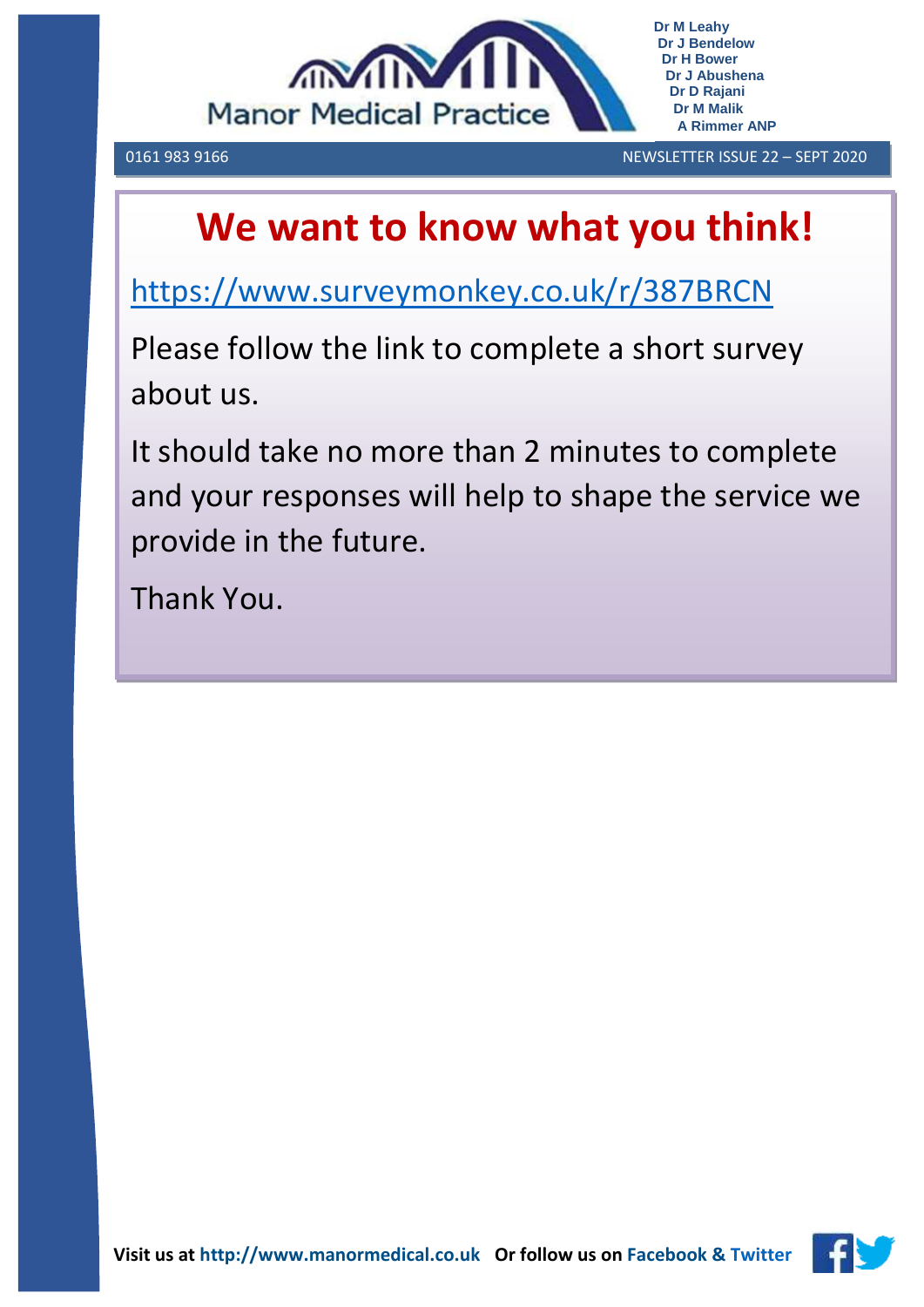# We want to know what you think!

https://www.surveymonkey.co.uk/r/387BRCN

Please follow the link to complete a short survey about us.

It should take no more than 2 minutes to complete and your responses will help to shape the service we provide in the future.

Thank You.